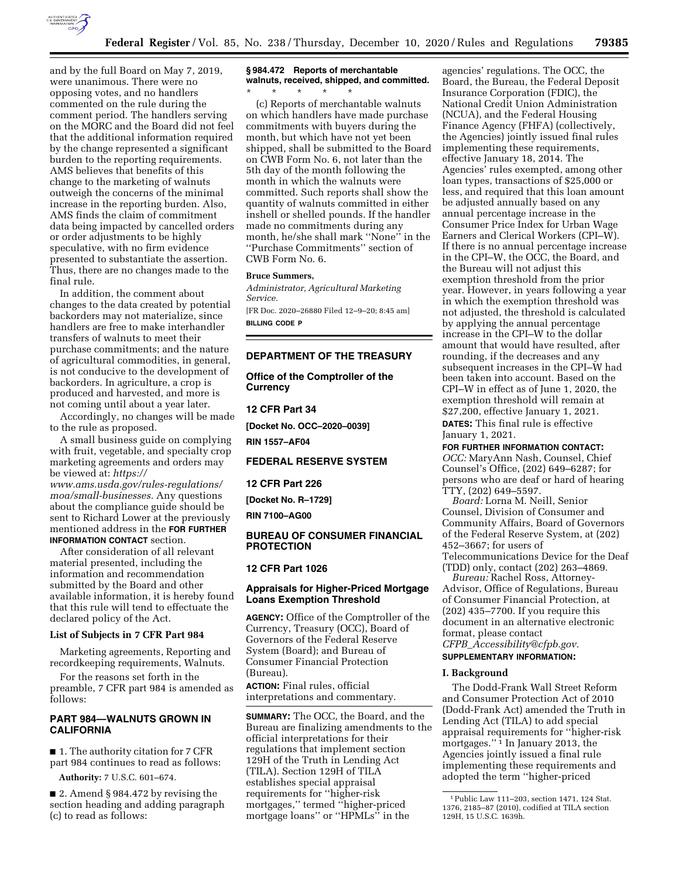and by the full Board on May 7, 2019, were unanimous. There were no opposing votes, and no handlers commented on the rule during the comment period. The handlers serving on the MORC and the Board did not feel that the additional information required by the change represented a significant burden to the reporting requirements. AMS believes that benefits of this change to the marketing of walnuts outweigh the concerns of the minimal increase in the reporting burden. Also, AMS finds the claim of commitment data being impacted by cancelled orders or order adjustments to be highly speculative, with no firm evidence presented to substantiate the assertion. Thus, there are no changes made to the final rule.

In addition, the comment about changes to the data created by potential backorders may not materialize, since handlers are free to make interhandler transfers of walnuts to meet their purchase commitments; and the nature of agricultural commodities, in general, is not conducive to the development of backorders. In agriculture, a crop is produced and harvested, and more is not coming until about a year later.

Accordingly, no changes will be made to the rule as proposed.

A small business guide on complying with fruit, vegetable, and specialty crop marketing agreements and orders may be viewed at: *https://www.ams.usda.gov/rules-regulations/moa/small-businesses.* Any questions about the compliance guide should be sent to Richard Lower at the previously mentioned address in the **FOR FURTHER INFORMATION CONTACT** section.

After consideration of all relevant material presented, including the information and recommendation submitted by the Board and other available information, it is hereby found that this rule will tend to effectuate the declared policy of the Act.

### List of Subjects in 7 CFR Part 984

Marketing agreements, Reporting and recordkeeping requirements, Walnuts.

For the reasons set forth in the preamble, 7 CFR part 984 is amended as follows:

## PART 984—WALNUTS GROWN IN CALIFORNIA

■ 1. The authority citation for 7 CFR part 984 continues to read as follows:

**Authority:** 7 U.S.C. 601–674.

■ 2. Amend § 984.472 by revising the section heading and adding paragraph (c) to read as follows:

### § 984.472 Reports of merchantable walnuts, received, shipped, and committed.

\* \* \* \* \*

(c) Reports of merchantable walnuts on which handlers have made purchase commitments with buyers during the month, but which have not yet been shipped, shall be submitted to the Board on CWB Form No. 6, not later than the 5th day of the month following the month in which the walnuts were committed. Such reports shall show the quantity of walnuts committed in either inshell or shelled pounds. If the handler made no commitments during any month, he/she shall mark ''None'' in the ''Purchase Commitments'' section of CWB Form No. 6.

**Bruce Summers,**

*Administrator, Agricultural Marketing Service.*

[FR Doc. 2020–26880 Filed 12–9–20; 8:45 am]

**BILLING CODE P**

## DEPARTMENT OF THE TREASURY

### Office of the Comptroller of the Currency

### 12 CFR Part 34

**[Docket No. OCC–2020–0039]**

**RIN 1557–AF04**

## FEDERAL RESERVE SYSTEM

### 12 CFR Part 226

**[Docket No. R–1729]**

**RIN 7100–AG00**

## BUREAU OF CONSUMER FINANCIAL PROTECTION

### 12 CFR Part 1026

### Appraisals for Higher-Priced Mortgage Loans Exemption Threshold

**AGENCY:** Office of the Comptroller of the Currency, Treasury (OCC), Board of Governors of the Federal Reserve System (Board); and Bureau of Consumer Financial Protection (Bureau).

**ACTION:** Final rules, official interpretations and commentary.

**SUMMARY:** The OCC, the Board, and the Bureau are finalizing amendments to the official interpretations for their regulations that implement section 129H of the Truth in Lending Act (TILA). Section 129H of TILA establishes special appraisal requirements for ''higher-risk mortgages,'' termed ''higher-priced mortgage loans'' or ''HPMLs'' in the agencies' regulations. The OCC, the Board, the Bureau, the Federal Deposit Insurance Corporation (FDIC), the National Credit Union Administration (NCUA), and the Federal Housing Finance Agency (FHFA) (collectively, the Agencies) jointly issued final rules implementing these requirements, effective January 18, 2014. The Agencies' rules exempted, among other loan types, transactions of $25,000 or less, and required that this loan amount be adjusted annually based on any annual percentage increase in the Consumer Price Index for Urban Wage Earners and Clerical Workers (CPI–W). If there is no annual percentage increase in the CPI–W, the OCC, the Board, and the Bureau will not adjust this exemption threshold from the prior year. However, in years following a year in which the exemption threshold was not adjusted, the threshold is calculated by applying the annual percentage increase in the CPI–W to the dollar amount that would have resulted, after rounding, if the decreases and any subsequent increases in the CPI–W had been taken into account. Based on the CPI–W in effect as of June 1, 2020, the exemption threshold will remain at $27,200, effective January 1, 2021.

**DATES:** This final rule is effective January 1, 2021.

**FOR FURTHER INFORMATION CONTACT:**

*OCC:* MaryAnn Nash, Counsel, Chief Counsel's Office, (202) 649–6287; for persons who are deaf or hard of hearing TTY, (202) 649–5597.

*Board:* Lorna M. Neill, Senior Counsel, Division of Consumer and Community Affairs, Board of Governors of the Federal Reserve System, at (202) 452–3667; for users of Telecommunications Device for the Deaf (TDD) only, contact (202) 263–4869.

*Bureau:* Rachel Ross, Attorney-Advisor, Office of Regulations, Bureau of Consumer Financial Protection, at (202) 435–7700. If you require this document in an alternative electronic format, please contact *CFPB_Accessibility@cfpb.gov.*

**SUPPLEMENTARY INFORMATION:**

### I. Background

The Dodd-Frank Wall Street Reform and Consumer Protection Act of 2010 (Dodd-Frank Act) amended the Truth in Lending Act (TILA) to add special appraisal requirements for ''higher-risk mortgages.'' [1] In January 2013, the Agencies jointly issued a final rule implementing these requirements and adopted the term ''higher-priced

[1] Public Law 111–203, section 1471, 124 Stat. 1376, 2185–87 (2010), codified at TILA section 129H, 15 U.S.C. 1639h.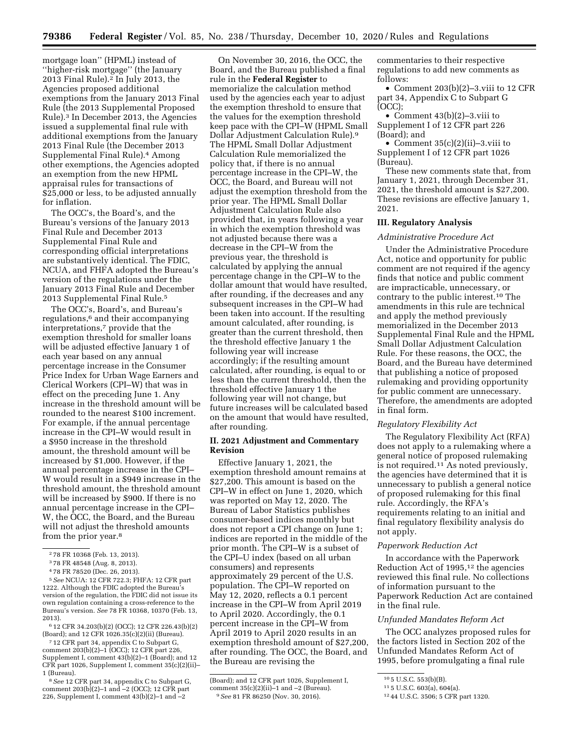mortgage loan'' (HPML) instead of ''higher-risk mortgage'' (the January 2013 Final Rule).[2] In July 2013, the Agencies proposed additional exemptions from the January 2013 Final Rule (the 2013 Supplemental Proposed Rule).[3] In December 2013, the Agencies issued a supplemental final rule with additional exemptions from the January 2013 Final Rule (the December 2013 Supplemental Final Rule).[4] Among other exemptions, the Agencies adopted an exemption from the new HPML appraisal rules for transactions of $25,000 or less, to be adjusted annually for inflation.

The OCC's, the Board's, and the Bureau's versions of the January 2013 Final Rule and December 2013 Supplemental Final Rule and corresponding official interpretations are substantively identical. The FDIC, NCUA, and FHFA adopted the Bureau's version of the regulations under the January 2013 Final Rule and December 2013 Supplemental Final Rule.[5]

The OCC's, Board's, and Bureau's regulations,[6] and their accompanying interpretations,[7] provide that the exemption threshold for smaller loans will be adjusted effective January 1 of each year based on any annual percentage increase in the Consumer Price Index for Urban Wage Earners and Clerical Workers (CPI–W) that was in effect on the preceding June 1. Any increase in the threshold amount will be rounded to the nearest $100 increment. For example, if the annual percentage increase in the CPI–W would result in a $950 increase in the threshold amount, the threshold amount will be increased by $1,000. However, if the annual percentage increase in the CPI–W would result in a $949 increase in the threshold amount, the threshold amount will be increased by $900. If there is no annual percentage increase in the CPI–W, the OCC, the Board, and the Bureau will not adjust the threshold amounts from the prior year.[8]

On November 30, 2016, the OCC, the Board, and the Bureau published a final rule in the **Federal Register** to memorialize the calculation method used by the agencies each year to adjust the exemption threshold to ensure that the values for the exemption threshold keep pace with the CPI–W (HPML Small Dollar Adjustment Calculation Rule).[9] The HPML Small Dollar Adjustment Calculation Rule memorialized the policy that, if there is no annual percentage increase in the CPI–W, the OCC, the Board, and Bureau will not adjust the exemption threshold from the prior year. The HPML Small Dollar Adjustment Calculation Rule also provided that, in years following a year in which the exemption threshold was not adjusted because there was a decrease in the CPI–W from the previous year, the threshold is calculated by applying the annual percentage change in the CPI–W to the dollar amount that would have resulted, after rounding, if the decreases and any subsequent increases in the CPI–W had been taken into account. If the resulting amount calculated, after rounding, is greater than the current threshold, then the threshold effective January 1 the following year will increase accordingly; if the resulting amount calculated, after rounding, is equal to or less than the current threshold, then the threshold effective January 1 the following year will not change, but future increases will be calculated based on the amount that would have resulted, after rounding.

## II. 2021 Adjustment and Commentary Revision

Effective January 1, 2021, the exemption threshold amount remains at $27,200. This amount is based on the CPI–W in effect on June 1, 2020, which was reported on May 12, 2020. The Bureau of Labor Statistics publishes consumer-based indices monthly but does not report a CPI change on June 1; indices are reported in the middle of the prior month. The CPI–W is a subset of the CPI–U index (based on all urban consumers) and represents approximately 29 percent of the U.S. population. The CPI–W reported on May 12, 2020, reflects a 0.1 percent increase in the CPI–W from April 2019 to April 2020. Accordingly, the 0.1 percent increase in the CPI–W from April 2019 to April 2020 results in an exemption threshold amount of $27,200, after rounding. The OCC, the Board, and the Bureau are revising the commentaries to their respective regulations to add new comments as follows:

- Comment 203(b)(2)–3.viii to 12 CFR part 34, Appendix C to Subpart G (OCC);
- Comment 43(b)(2)–3.viii to Supplement I of 12 CFR part 226 (Board); and
- Comment 35(c)(2)(ii)–3.viii to Supplement I of 12 CFR part 1026 (Bureau).

These new comments state that, from January 1, 2021, through December 31, 2021, the threshold amount is $27,200. These revisions are effective January 1, 2021.

## III. Regulatory Analysis

### *Administrative Procedure Act*

Under the Administrative Procedure Act, notice and opportunity for public comment are not required if the agency finds that notice and public comment are impracticable, unnecessary, or contrary to the public interest.[10] The amendments in this rule are technical and apply the method previously memorialized in the December 2013 Supplemental Final Rule and the HPML Small Dollar Adjustment Calculation Rule. For these reasons, the OCC, the Board, and the Bureau have determined that publishing a notice of proposed rulemaking and providing opportunity for public comment are unnecessary. Therefore, the amendments are adopted in final form.

### *Regulatory Flexibility Act*

The Regulatory Flexibility Act (RFA) does not apply to a rulemaking where a general notice of proposed rulemaking is not required.[11] As noted previously, the agencies have determined that it is unnecessary to publish a general notice of proposed rulemaking for this final rule. Accordingly, the RFA's requirements relating to an initial and final regulatory flexibility analysis do not apply.

### *Paperwork Reduction Act*

In accordance with the Paperwork Reduction Act of 1995,[12] the agencies reviewed this final rule. No collections of information pursuant to the Paperwork Reduction Act are contained in the final rule.

### *Unfunded Mandates Reform Act*

The OCC analyzes proposed rules for the factors listed in Section 202 of the Unfunded Mandates Reform Act of 1995, before promulgating a final rule

---

[2] 78 FR 10368 (Feb. 13, 2013).

[3] 78 FR 48548 (Aug. 8, 2013).

[4] 78 FR 78520 (Dec. 26, 2013).

[5] *See* NCUA: 12 CFR 722.3; FHFA: 12 CFR part 1222. Although the FDIC adopted the Bureau's version of the regulation, the FDIC did not issue its own regulation containing a cross-reference to the Bureau's version. *See* 78 FR 10368, 10370 (Feb. 13, 2013).

[6] 12 CFR 34.203(b)(2) (OCC); 12 CFR 226.43(b)(2) (Board); and 12 CFR 1026.35(c)(2)(ii) (Bureau).

[7] 12 CFR part 34, appendix C to Subpart G, comment 203(b)(2)–1 (OCC); 12 CFR part 226, Supplement I, comment 43(b)(2)–1 (Board); and 12 CFR part 1026, Supplement I, comment 35(c)(2)(ii)–1 (Bureau).

[8] *See* 12 CFR part 34, appendix C to Subpart G, comment 203(b)(2)–1 and –2 (OCC); 12 CFR part 226, Supplement I, comment 43(b)(2)–1 and –2 (Board); and 12 CFR part 1026, Supplement I, comment 35(c)(2)(ii)–1 and –2 (Bureau).

[9] *See* 81 FR 86250 (Nov. 30, 2016).

[10] 5 U.S.C. 553(b)(B).

[11] 5 U.S.C. 603(a), 604(a).

[12] 44 U.S.C. 3506; 5 CFR part 1320.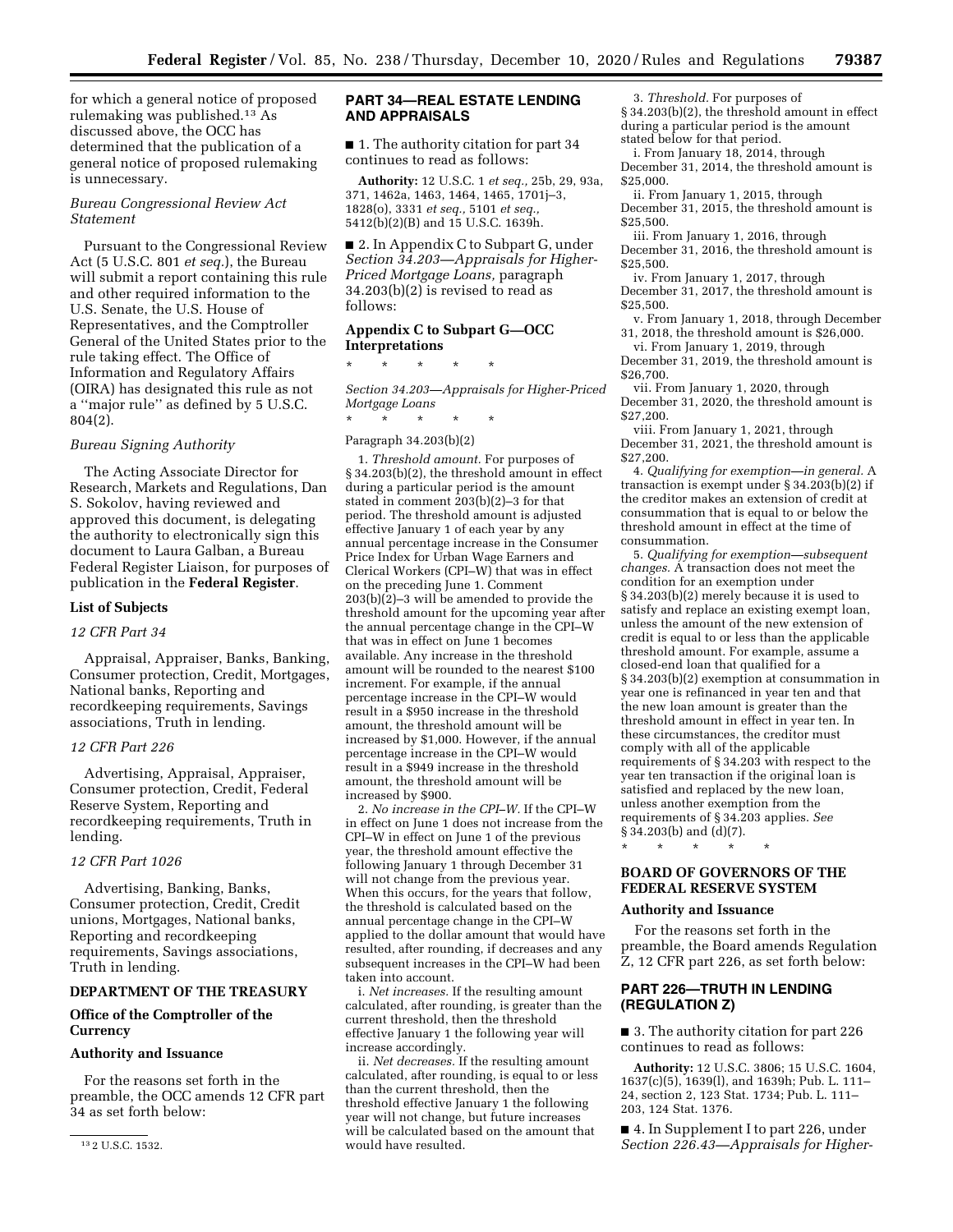for which a general notice of proposed rulemaking was published.[13] As discussed above, the OCC has determined that the publication of a general notice of proposed rulemaking is unnecessary.

### *Bureau Congressional Review Act Statement*

Pursuant to the Congressional Review Act (5 U.S.C. 801 *et seq.*), the Bureau will submit a report containing this rule and other required information to the U.S. Senate, the U.S. House of Representatives, and the Comptroller General of the United States prior to the rule taking effect. The Office of Information and Regulatory Affairs (OIRA) has designated this rule as not a ''major rule'' as defined by 5 U.S.C. 804(2).

### *Bureau Signing Authority*

The Acting Associate Director for Research, Markets and Regulations, Dan S. Sokolov, having reviewed and approved this document, is delegating the authority to electronically sign this document to Laura Galban, a Bureau Federal Register Liaison, for purposes of publication in the **Federal Register**.

## List of Subjects

### *12 CFR Part 34*

Appraisal, Appraiser, Banks, Banking, Consumer protection, Credit, Mortgages, National banks, Reporting and recordkeeping requirements, Savings associations, Truth in lending.

### *12 CFR Part 226*

Advertising, Appraisal, Appraiser, Consumer protection, Credit, Federal Reserve System, Reporting and recordkeeping requirements, Truth in lending.

### *12 CFR Part 1026*

Advertising, Banking, Banks, Consumer protection, Credit, Credit unions, Mortgages, National banks, Reporting and recordkeeping requirements, Savings associations, Truth in lending.

## DEPARTMENT OF THE TREASURY

### Office of the Comptroller of the Currency

### Authority and Issuance

For the reasons set forth in the preamble, the OCC amends 12 CFR part 34 as set forth below:

## PART 34—REAL ESTATE LENDING AND APPRAISALS

■ 1. The authority citation for part 34 continues to read as follows:

**Authority:** 12 U.S.C. 1 *et seq.,* 25b, 29, 93a, 371, 1462a, 1463, 1464, 1465, 1701j–3, 1828(o), 3331 *et seq.,* 5101 *et seq.,* 5412(b)(2)(B) and 15 U.S.C. 1639h.

■ 2. In Appendix C to Subpart G, under *Section 34.203—Appraisals for Higher-Priced Mortgage Loans,* paragraph 34.203(b)(2) is revised to read as follows:

### Appendix C to Subpart G—OCC Interpretations

\* \* \* \* \*

*Section 34.203—Appraisals for Higher-Priced Mortgage Loans*

\* \* \* \* \*

Paragraph 34.203(b)(2)

1. *Threshold amount.* For purposes of § 34.203(b)(2), the threshold amount in effect during a particular period is the amount stated in comment 203(b)(2)–3 for that period. The threshold amount is adjusted effective January 1 of each year by any annual percentage increase in the Consumer Price Index for Urban Wage Earners and Clerical Workers (CPI–W) that was in effect on the preceding June 1. Comment 203(b)(2)–3 will be amended to provide the threshold amount for the upcoming year after the annual percentage change in the CPI–W that was in effect on June 1 becomes available. Any increase in the threshold amount will be rounded to the nearest $100 increment. For example, if the annual percentage increase in the CPI–W would result in a $950 increase in the threshold amount, the threshold amount will be increased by $1,000. However, if the annual percentage increase in the CPI–W would result in a $949 increase in the threshold amount, the threshold amount will be increased by $900.

2. *No increase in the CPI–W.* If the CPI–W in effect on June 1 does not increase from the CPI–W in effect on June 1 of the previous year, the threshold amount effective the following January 1 through December 31 will not change from the previous year. When this occurs, for the years that follow, the threshold is calculated based on the annual percentage change in the CPI–W applied to the dollar amount that would have resulted, after rounding, if decreases and any subsequent increases in the CPI–W had been taken into account.

i. *Net increases.* If the resulting amount calculated, after rounding, is greater than the current threshold, then the threshold effective January 1 the following year will increase accordingly.

ii. *Net decreases.* If the resulting amount calculated, after rounding, is equal to or less than the current threshold, then the threshold effective January 1 the following year will not change, but future increases will be calculated based on the amount that would have resulted.

3. *Threshold.* For purposes of § 34.203(b)(2), the threshold amount in effect during a particular period is the amount stated below for that period.

i. From January 18, 2014, through December 31, 2014, the threshold amount is $25,000.

ii. From January 1, 2015, through December 31, 2015, the threshold amount is $25,500.

iii. From January 1, 2016, through December 31, 2016, the threshold amount is $25,500.

iv. From January 1, 2017, through December 31, 2017, the threshold amount is $25,500.

v. From January 1, 2018, through December 31, 2018, the threshold amount is $26,000.

vi. From January 1, 2019, through December 31, 2019, the threshold amount is $26,700.

vii. From January 1, 2020, through December 31, 2020, the threshold amount is $27,200.

viii. From January 1, 2021, through December 31, 2021, the threshold amount is $27,200.

4. *Qualifying for exemption—in general.* A transaction is exempt under § 34.203(b)(2) if the creditor makes an extension of credit at consummation that is equal to or below the threshold amount in effect at the time of consummation.

5. *Qualifying for exemption—subsequent changes.* A transaction does not meet the condition for an exemption under § 34.203(b)(2) merely because it is used to satisfy and replace an existing exempt loan, unless the amount of the new extension of credit is equal to or less than the applicable threshold amount. For example, assume a closed-end loan that qualified for a § 34.203(b)(2) exemption at consummation in year one is refinanced in year ten and that the new loan amount is greater than the threshold amount in effect in year ten. In these circumstances, the creditor must comply with all of the applicable requirements of § 34.203 with respect to the year ten transaction if the original loan is satisfied and replaced by the new loan, unless another exemption from the requirements of § 34.203 applies. *See* § 34.203(b) and (d)(7).

\* \* \* \* \*

## BOARD OF GOVERNORS OF THE FEDERAL RESERVE SYSTEM

### Authority and Issuance

For the reasons set forth in the preamble, the Board amends Regulation Z, 12 CFR part 226, as set forth below:

## PART 226—TRUTH IN LENDING (REGULATION Z)

■ 3. The authority citation for part 226 continues to read as follows:

**Authority:** 12 U.S.C. 3806; 15 U.S.C. 1604, 1637(c)(5), 1639(l), and 1639h; Pub. L. 111–24, section 2, 123 Stat. 1734; Pub. L. 111–203, 124 Stat. 1376.

■ 4. In Supplement I to part 226, under *Section 226.43—Appraisals for Higher-*

[13] 2 U.S.C. 1532.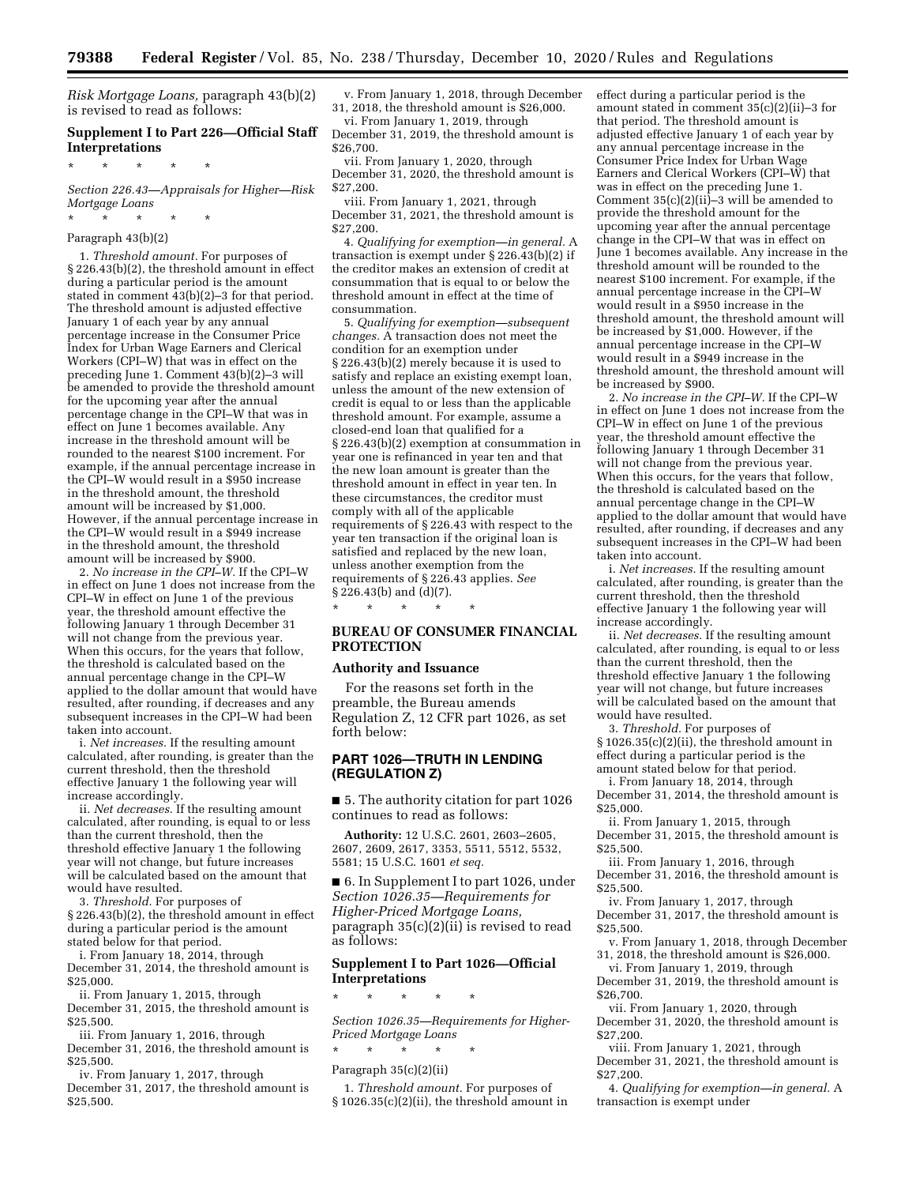*Risk Mortgage Loans,* paragraph 43(b)(2) is revised to read as follows:

## Supplement I to Part 226—Official Staff Interpretations

\* \* \* \* \*

*Section 226.43—Appraisals for Higher—Risk Mortgage Loans*

\* \* \* \* \*

Paragraph 43(b)(2)

1. *Threshold amount.* For purposes of § 226.43(b)(2), the threshold amount in effect during a particular period is the amount stated in comment 43(b)(2)–3 for that period. The threshold amount is adjusted effective January 1 of each year by any annual percentage increase in the Consumer Price Index for Urban Wage Earners and Clerical Workers (CPI–W) that was in effect on the preceding June 1. Comment 43(b)(2)–3 will be amended to provide the threshold amount for the upcoming year after the annual percentage change in the CPI–W that was in effect on June 1 becomes available. Any increase in the threshold amount will be rounded to the nearest $100 increment. For example, if the annual percentage increase in the CPI–W would result in a $950 increase in the threshold amount, the threshold amount will be increased by $1,000. However, if the annual percentage increase in the CPI–W would result in a $949 increase in the threshold amount, the threshold amount will be increased by $900.

2. *No increase in the CPI–W.* If the CPI–W in effect on June 1 does not increase from the CPI–W in effect on June 1 of the previous year, the threshold amount effective the following January 1 through December 31 will not change from the previous year. When this occurs, for the years that follow, the threshold is calculated based on the annual percentage change in the CPI–W applied to the dollar amount that would have resulted, after rounding, if decreases and any subsequent increases in the CPI–W had been taken into account.

i. *Net increases.* If the resulting amount calculated, after rounding, is greater than the current threshold, then the threshold effective January 1 the following year will increase accordingly.

ii. *Net decreases.* If the resulting amount calculated, after rounding, is equal to or less than the current threshold, then the threshold effective January 1 the following year will not change, but future increases will be calculated based on the amount that would have resulted.

3. *Threshold.* For purposes of § 226.43(b)(2), the threshold amount in effect during a particular period is the amount stated below for that period.

i. From January 18, 2014, through December 31, 2014, the threshold amount is $25,000.

ii. From January 1, 2015, through December 31, 2015, the threshold amount is $25,500.

iii. From January 1, 2016, through December 31, 2016, the threshold amount is $25,500.

iv. From January 1, 2017, through December 31, 2017, the threshold amount is $25,500.

v. From January 1, 2018, through December 31, 2018, the threshold amount is $26,000.

vi. From January 1, 2019, through December 31, 2019, the threshold amount is $26,700.

vii. From January 1, 2020, through December 31, 2020, the threshold amount is $27,200.

viii. From January 1, 2021, through December 31, 2021, the threshold amount is $27,200.

4. *Qualifying for exemption—in general.* A transaction is exempt under § 226.43(b)(2) if the creditor makes an extension of credit at consummation that is equal to or below the threshold amount in effect at the time of consummation.

5. *Qualifying for exemption—subsequent changes.* A transaction does not meet the condition for an exemption under § 226.43(b)(2) merely because it is used to satisfy and replace an existing exempt loan, unless the amount of the new extension of credit is equal to or less than the applicable threshold amount. For example, assume a closed-end loan that qualified for a § 226.43(b)(2) exemption at consummation in year one is refinanced in year ten and that the new loan amount is greater than the threshold amount in effect in year ten. In these circumstances, the creditor must comply with all of the applicable requirements of § 226.43 with respect to the year ten transaction if the original loan is satisfied and replaced by the new loan, unless another exemption from the requirements of § 226.43 applies. *See* § 226.43(b) and (d)(7).

\* \* \* \* \*

## BUREAU OF CONSUMER FINANCIAL PROTECTION

### Authority and Issuance

For the reasons set forth in the preamble, the Bureau amends Regulation Z, 12 CFR part 1026, as set forth below:

## PART 1026—TRUTH IN LENDING (REGULATION Z)

■ 5. The authority citation for part 1026 continues to read as follows:

**Authority:** 12 U.S.C. 2601, 2603–2605, 2607, 2609, 2617, 3353, 5511, 5512, 5532, 5581; 15 U.S.C. 1601 *et seq.*

■ 6. In Supplement I to part 1026, under *Section 1026.35—Requirements for Higher-Priced Mortgage Loans,* paragraph 35(c)(2)(ii) is revised to read as follows:

## Supplement I to Part 1026—Official Interpretations

\* \* \* \* \*

*Section 1026.35—Requirements for Higher-Priced Mortgage Loans*

\* \* \* \* \*

Paragraph 35(c)(2)(ii)

1. *Threshold amount.* For purposes of § 1026.35(c)(2)(ii), the threshold amount in effect during a particular period is the amount stated in comment 35(c)(2)(ii)–3 for that period. The threshold amount is adjusted effective January 1 of each year by any annual percentage increase in the Consumer Price Index for Urban Wage Earners and Clerical Workers (CPI–W) that was in effect on the preceding June 1. Comment 35(c)(2)(ii)–3 will be amended to provide the threshold amount for the upcoming year after the annual percentage change in the CPI–W that was in effect on June 1 becomes available. Any increase in the threshold amount will be rounded to the nearest $100 increment. For example, if the annual percentage increase in the CPI–W would result in a $950 increase in the threshold amount, the threshold amount will be increased by $1,000. However, if the annual percentage increase in the CPI–W would result in a $949 increase in the threshold amount, the threshold amount will be increased by $900.

2. *No increase in the CPI–W.* If the CPI–W in effect on June 1 does not increase from the CPI–W in effect on June 1 of the previous year, the threshold amount effective the following January 1 through December 31 will not change from the previous year. When this occurs, for the years that follow, the threshold is calculated based on the annual percentage change in the CPI–W applied to the dollar amount that would have resulted, after rounding, if decreases and any subsequent increases in the CPI–W had been taken into account.

i. *Net increases.* If the resulting amount calculated, after rounding, is greater than the current threshold, then the threshold effective January 1 the following year will increase accordingly.

ii. *Net decreases.* If the resulting amount calculated, after rounding, is equal to or less than the current threshold, then the threshold effective January 1 the following year will not change, but future increases will be calculated based on the amount that would have resulted.

3. *Threshold.* For purposes of § 1026.35(c)(2)(ii), the threshold amount in effect during a particular period is the amount stated below for that period.

i. From January 18, 2014, through December 31, 2014, the threshold amount is $25,000.

ii. From January 1, 2015, through December 31, 2015, the threshold amount is $25,500.

iii. From January 1, 2016, through December 31, 2016, the threshold amount is $25,500.

iv. From January 1, 2017, through December 31, 2017, the threshold amount is $25,500.

v. From January 1, 2018, through December 31, 2018, the threshold amount is $26,000.

vi. From January 1, 2019, through December 31, 2019, the threshold amount is $26,700.

vii. From January 1, 2020, through December 31, 2020, the threshold amount is $27,200.

viii. From January 1, 2021, through December 31, 2021, the threshold amount is $27,200.

4. *Qualifying for exemption—in general.* A transaction is exempt under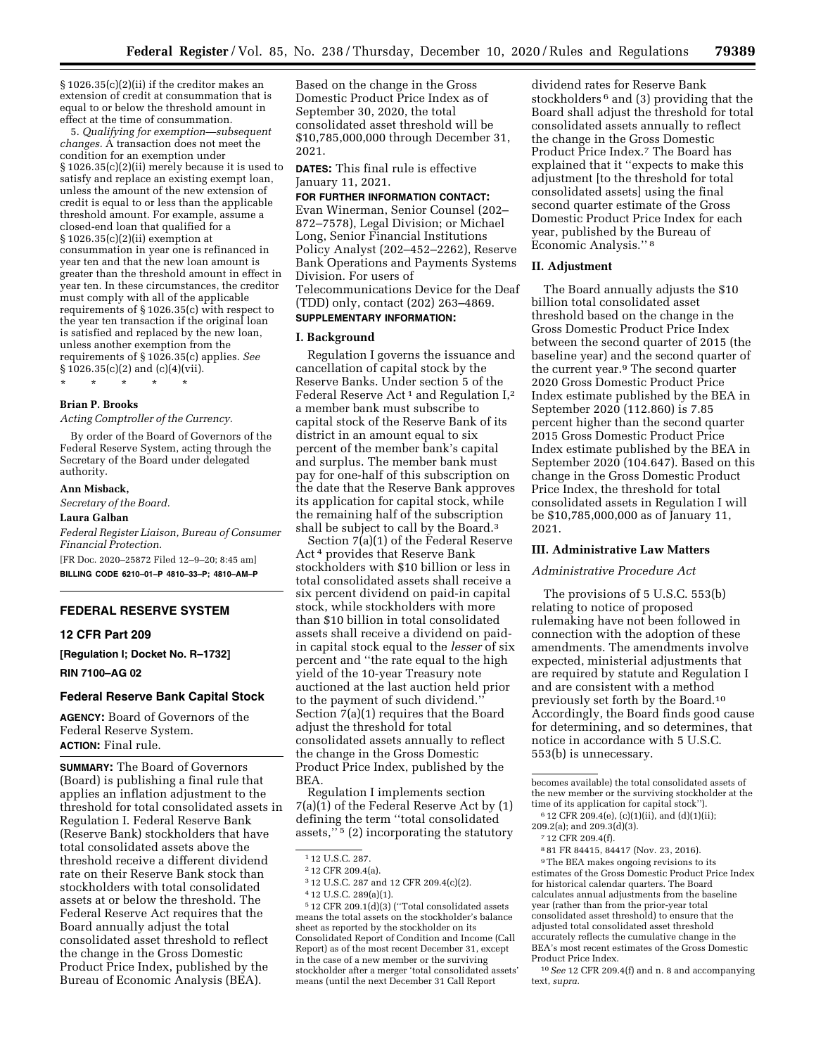§ 1026.35(c)(2)(ii) if the creditor makes an extension of credit at consummation that is equal to or below the threshold amount in effect at the time of consummation.

5. *Qualifying for exemption—subsequent changes.* A transaction does not meet the condition for an exemption under § 1026.35(c)(2)(ii) merely because it is used to satisfy and replace an existing exempt loan, unless the amount of the new extension of credit is equal to or less than the applicable threshold amount. For example, assume a closed-end loan that qualified for a § 1026.35(c)(2)(ii) exemption at consummation in year one is refinanced in year ten and that the new loan amount is greater than the threshold amount in effect in year ten. In these circumstances, the creditor must comply with all of the applicable requirements of § 1026.35(c) with respect to the year ten transaction if the original loan is satisfied and replaced by the new loan, unless another exemption from the requirements of § 1026.35(c) applies. *See* § 1026.35(c)(2) and (c)(4)(vii).

\* \* \* \* \*

**Brian P. Brooks**

*Acting Comptroller of the Currency.*

By order of the Board of Governors of the Federal Reserve System, acting through the Secretary of the Board under delegated authority.

**Ann Misback,**

*Secretary of the Board.*

**Laura Galban**

*Federal Register Liaison, Bureau of Consumer Financial Protection.*

[FR Doc. 2020–25872 Filed 12–9–20; 8:45 am]

**BILLING CODE 6210–01–P 4810–33–P; 4810–AM–P**

---

## FEDERAL RESERVE SYSTEM

### 12 CFR Part 209

**[Regulation I; Docket No. R–1732]**

**RIN 7100–AG 02**

## Federal Reserve Bank Capital Stock

**AGENCY:** Board of Governors of the Federal Reserve System.

**ACTION:** Final rule.

**SUMMARY:** The Board of Governors (Board) is publishing a final rule that applies an inflation adjustment to the threshold for total consolidated assets in Regulation I. Federal Reserve Bank (Reserve Bank) stockholders that have total consolidated assets above the threshold receive a different dividend rate on their Reserve Bank stock than stockholders with total consolidated assets at or below the threshold. The Federal Reserve Act requires that the Board annually adjust the total consolidated asset threshold to reflect the change in the Gross Domestic Product Price Index, published by the Bureau of Economic Analysis (BEA). Based on the change in the Gross Domestic Product Price Index as of September 30, 2020, the total consolidated asset threshold will be $10,785,000,000 through December 31, 2021.

**DATES:** This final rule is effective January 11, 2021.

**FOR FURTHER INFORMATION CONTACT:** Evan Winerman, Senior Counsel (202–872–7578), Legal Division; or Michael Long, Senior Financial Institutions Policy Analyst (202–452–2262), Reserve Bank Operations and Payments Systems Division. For users of Telecommunications Device for the Deaf (TDD) only, contact (202) 263–4869.

**SUPPLEMENTARY INFORMATION:**

### I. Background

Regulation I governs the issuance and cancellation of capital stock by the Reserve Banks. Under section 5 of the Federal Reserve Act [1] and Regulation I,[2] a member bank must subscribe to capital stock of the Reserve Bank of its district in an amount equal to six percent of the member bank's capital and surplus. The member bank must pay for one-half of this subscription on the date that the Reserve Bank approves its application for capital stock, while the remaining half of the subscription shall be subject to call by the Board.[3]

Section 7(a)(1) of the Federal Reserve Act [4] provides that Reserve Bank stockholders with $10 billion or less in total consolidated assets shall receive a six percent dividend on paid-in capital stock, while stockholders with more than $10 billion in total consolidated assets shall receive a dividend on paid-in capital stock equal to the *lesser* of six percent and "the rate equal to the high yield of the 10-year Treasury note auctioned at the last auction held prior to the payment of such dividend." Section 7(a)(1) requires that the Board adjust the threshold for total consolidated assets annually to reflect the change in the Gross Domestic Product Price Index, published by the BEA.

Regulation I implements section 7(a)(1) of the Federal Reserve Act by (1) defining the term "total consolidated assets," [5] (2) incorporating the statutory dividend rates for Reserve Bank stockholders [6] and (3) providing that the Board shall adjust the threshold for total consolidated assets annually to reflect the change in the Gross Domestic Product Price Index.[7] The Board has explained that it "expects to make this adjustment [to the threshold for total consolidated assets] using the final second quarter estimate of the Gross Domestic Product Price Index for each year, published by the Bureau of Economic Analysis." [8]

### II. Adjustment

The Board annually adjusts the $10 billion total consolidated asset threshold based on the change in the Gross Domestic Product Price Index between the second quarter of 2015 (the baseline year) and the second quarter of the current year.[9] The second quarter 2020 Gross Domestic Product Price Index estimate published by the BEA in September 2020 (112.860) is 7.85 percent higher than the second quarter 2015 Gross Domestic Product Price Index estimate published by the BEA in September 2020 (104.647). Based on this change in the Gross Domestic Product Price Index, the threshold for total consolidated assets in Regulation I will be $10,785,000,000 as of January 11, 2021.

### III. Administrative Law Matters

*Administrative Procedure Act*

The provisions of 5 U.S.C. 553(b) relating to notice of proposed rulemaking have not been followed in connection with the adoption of these amendments. The amendments involve expected, ministerial adjustments that are required by statute and Regulation I and are consistent with a method previously set forth by the Board.[10] Accordingly, the Board finds good cause for determining, and so determines, that notice in accordance with 5 U.S.C. 553(b) is unnecessary.

---

[1] 12 U.S.C. 287.

[2] 12 CFR 209.4(a).

[3] 12 U.S.C. 287 and 12 CFR 209.4(c)(2).

[4] 12 U.S.C. 289(a)(1).

[5] 12 CFR 209.1(d)(3) ("Total consolidated assets means the total assets on the stockholder's balance sheet as reported by the stockholder on its Consolidated Report of Condition and Income (Call Report) as of the most recent December 31, except in the case of a new member or the surviving stockholder after a merger 'total consolidated assets' means (until the next December 31 Call Report becomes available) the total consolidated assets of the new member or the surviving stockholder at the time of its application for capital stock").

[6] 12 CFR 209.4(e), (c)(1)(ii), and (d)(1)(ii); 209.2(a); and 209.3(d)(3).

[7] 12 CFR 209.4(f).

[8] 81 FR 84415, 84417 (Nov. 23, 2016).

[9] The BEA makes ongoing revisions to its estimates of the Gross Domestic Product Price Index for historical calendar quarters. The Board calculates annual adjustments from the baseline year (rather than from the prior-year total consolidated asset threshold) to ensure that the adjusted total consolidated asset threshold accurately reflects the cumulative change in the BEA's most recent estimates of the Gross Domestic Product Price Index.

[10] *See* 12 CFR 209.4(f) and n. 8 and accompanying text, *supra.*